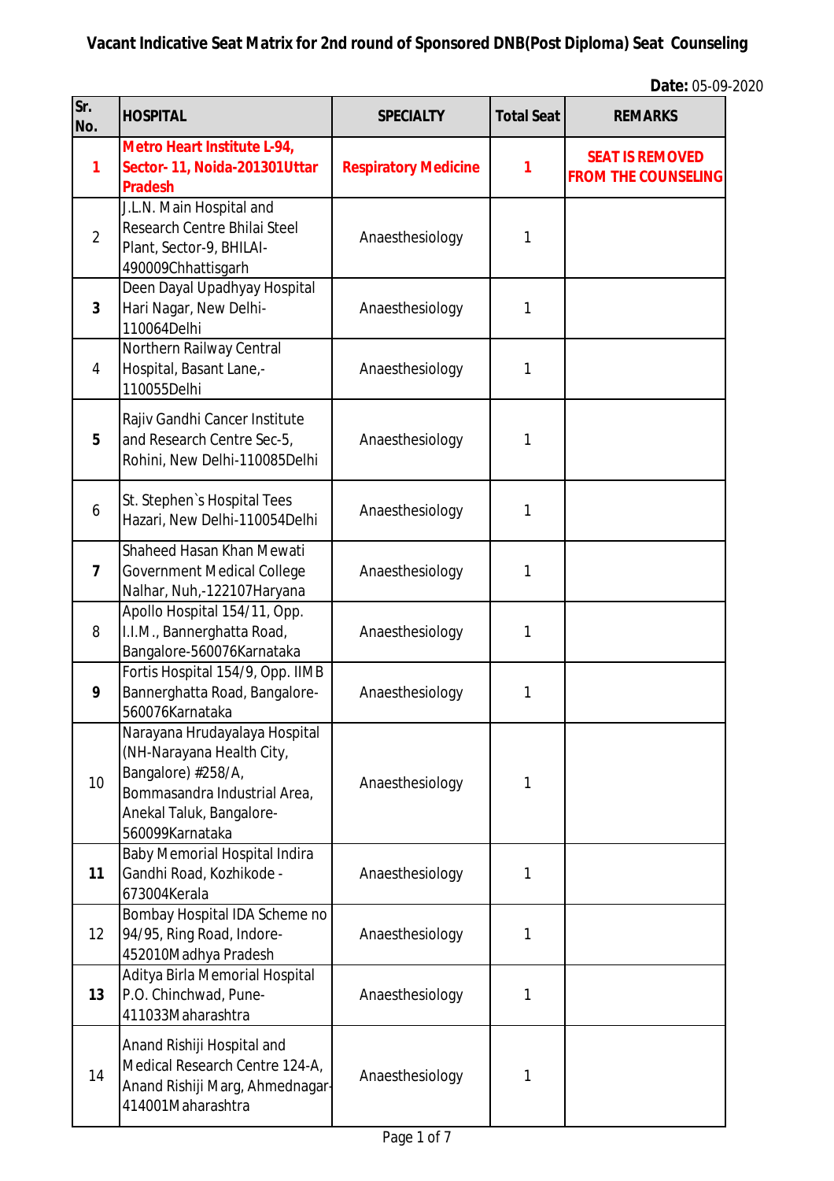# Vacant Indicative Seat Matrix for 2nd round of Sponsored DNB(Post Diploma) Seat Counseling

**Date:** 05-09-2020

| Sr. No. | HOSPITAL | SPECIALTY | Total Seat | REMARKS |
|---|---|---|---|---|
| **1** | **Metro Heart Institute L-94, Sector- 11, Noida-201301Uttar Pradesh** | **Respiratory Medicine** | **1** | **SEAT IS REMOVED FROM THE COUNSELING** |
| 2 | J.L.N. Main Hospital and Research Centre Bhilai Steel Plant, Sector-9, BHILAI-490009Chhattisgarh | Anaesthesiology | 1 | |
| **3** | Deen Dayal Upadhyay Hospital Hari Nagar, New Delhi-110064Delhi | Anaesthesiology | 1 | |
| 4 | Northern Railway Central Hospital, Basant Lane,-110055Delhi | Anaesthesiology | 1 | |
| **5** | Rajiv Gandhi Cancer Institute and Research Centre Sec-5, Rohini, New Delhi-110085Delhi | Anaesthesiology | 1 | |
| 6 | St. Stephen`s Hospital Tees Hazari, New Delhi-110054Delhi | Anaesthesiology | 1 | |
| **7** | Shaheed Hasan Khan Mewati Government Medical College Nalhar, Nuh,-122107Haryana | Anaesthesiology | 1 | |
| 8 | Apollo Hospital 154/11, Opp. I.I.M., Bannerghatta Road, Bangalore-560076Karnataka | Anaesthesiology | 1 | |
| **9** | Fortis Hospital 154/9, Opp. IIMB Bannerghatta Road, Bangalore-560076Karnataka | Anaesthesiology | 1 | |
| 10 | Narayana Hrudayalaya Hospital (NH-Narayana Health City, Bangalore) #258/A, Bommasandra Industrial Area, Anekal Taluk, Bangalore-560099Karnataka | Anaesthesiology | 1 | |
| **11** | Baby Memorial Hospital Indira Gandhi Road, Kozhikode - 673004Kerala | Anaesthesiology | 1 | |
| 12 | Bombay Hospital IDA Scheme no 94/95, Ring Road, Indore-452010Madhya Pradesh | Anaesthesiology | 1 | |
| **13** | Aditya Birla Memorial Hospital P.O. Chinchwad, Pune-411033Maharashtra | Anaesthesiology | 1 | |
| 14 | Anand Rishiji Hospital and Medical Research Centre 124-A, Anand Rishiji Marg, Ahmednagar-414001Maharashtra | Anaesthesiology | 1 | |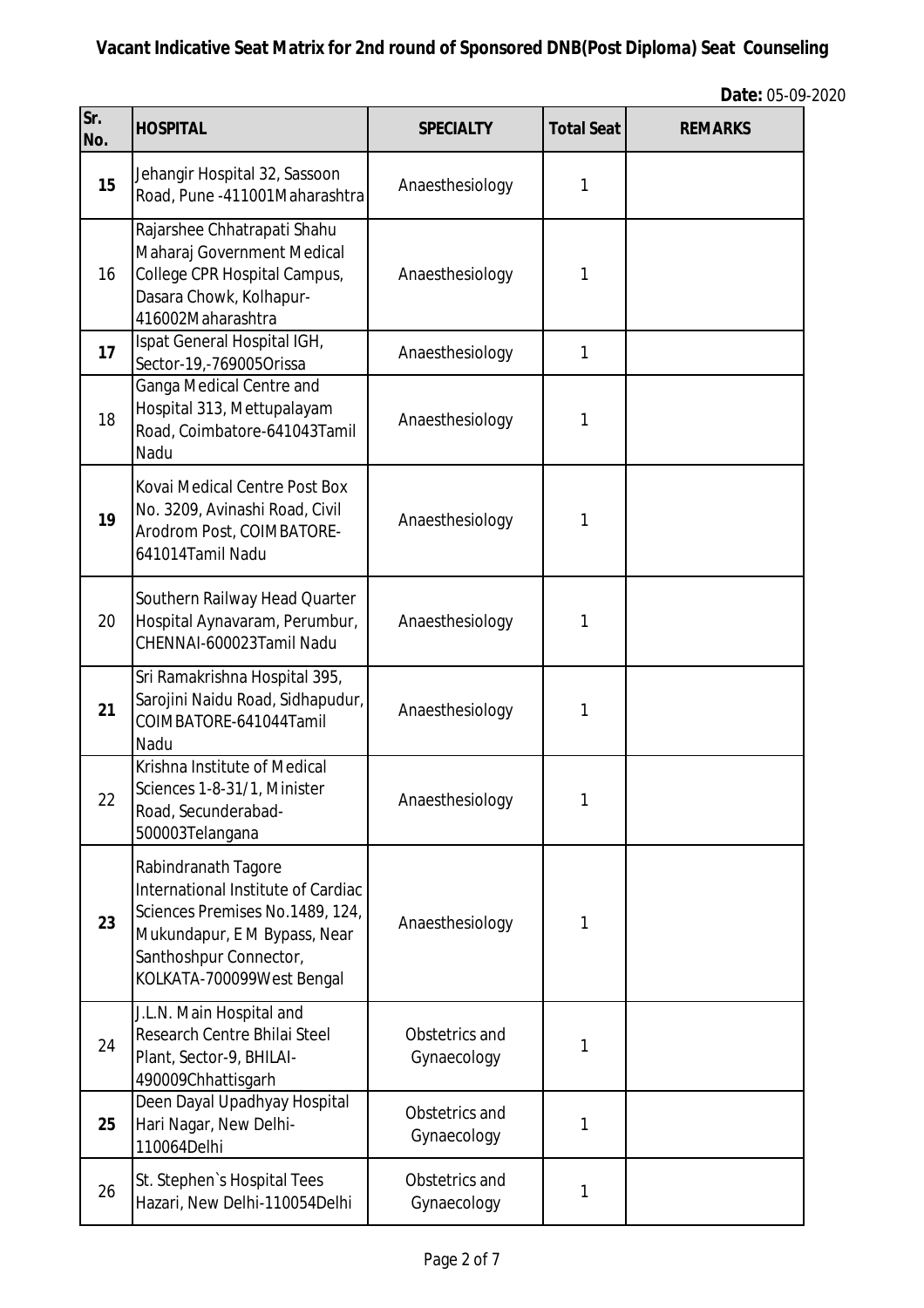**Vacant Indicative Seat Matrix for 2nd round of Sponsored DNB(Post Diploma) Seat Counseling**

**Date:** 05-09-2020

| Sr. No. | HOSPITAL | SPECIALTY | Total Seat | REMARKS |
|---|---|---|---|---|
| **15** | Jehangir Hospital 32, Sassoon Road, Pune -411001Maharashtra | Anaesthesiology | 1 | |
| 16 | Rajarshee Chhatrapati Shahu Maharaj Government Medical College CPR Hospital Campus, Dasara Chowk, Kolhapur-416002Maharashtra | Anaesthesiology | 1 | |
| **17** | Ispat General Hospital IGH, Sector-19,-769005Orissa | Anaesthesiology | 1 | |
| 18 | Ganga Medical Centre and Hospital 313, Mettupalayam Road, Coimbatore-641043Tamil Nadu | Anaesthesiology | 1 | |
| **19** | Kovai Medical Centre Post Box No. 3209, Avinashi Road, Civil Arodrom Post, COIMBATORE-641014Tamil Nadu | Anaesthesiology | 1 | |
| 20 | Southern Railway Head Quarter Hospital Aynavaram, Perumbur, CHENNAI-600023Tamil Nadu | Anaesthesiology | 1 | |
| **21** | Sri Ramakrishna Hospital 395, Sarojini Naidu Road, Sidhapudur, COIMBATORE-641044Tamil Nadu | Anaesthesiology | 1 | |
| 22 | Krishna Institute of Medical Sciences 1-8-31/1, Minister Road, Secunderabad-500003Telangana | Anaesthesiology | 1 | |
| **23** | Rabindranath Tagore International Institute of Cardiac Sciences Premises No.1489, 124, Mukundapur, E M Bypass, Near Santhoshpur Connector, KOLKATA-700099West Bengal | Anaesthesiology | 1 | |
| 24 | J.L.N. Main Hospital and Research Centre Bhilai Steel Plant, Sector-9, BHILAI-490009Chhattisgarh | Obstetrics and Gynaecology | 1 | |
| **25** | Deen Dayal Upadhyay Hospital Hari Nagar, New Delhi-110064Delhi | Obstetrics and Gynaecology | 1 | |
| 26 | St. Stephen`s Hospital Tees Hazari, New Delhi-110054Delhi | Obstetrics and Gynaecology | 1 | |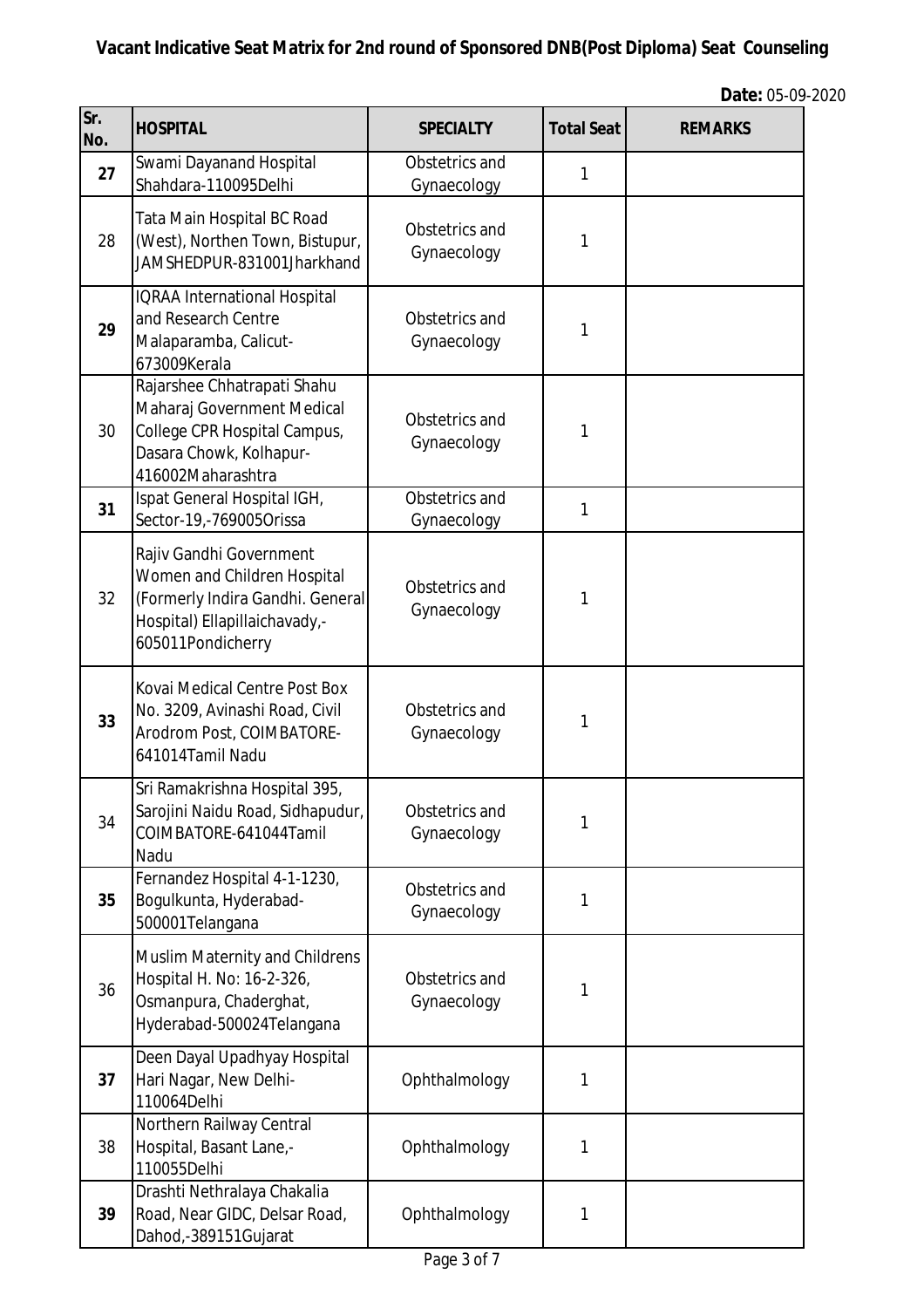**Vacant Indicative Seat Matrix for 2nd round of Sponsored DNB(Post Diploma) Seat Counseling**

**Date:** 05-09-2020

| Sr. No. | HOSPITAL | SPECIALTY | Total Seat | REMARKS |
|---|---|---|---|---|
| 27 | Swami Dayanand Hospital Shahdara-110095Delhi | Obstetrics and Gynaecology | 1 | |
| 28 | Tata Main Hospital BC Road (West), Northen Town, Bistupur, JAMSHEDPUR-831001Jharkhand | Obstetrics and Gynaecology | 1 | |
| 29 | IQRAA International Hospital and Research Centre Malaparamba, Calicut-673009Kerala | Obstetrics and Gynaecology | 1 | |
| 30 | Rajarshee Chhatrapati Shahu Maharaj Government Medical College CPR Hospital Campus, Dasara Chowk, Kolhapur-416002Maharashtra | Obstetrics and Gynaecology | 1 | |
| 31 | Ispat General Hospital IGH, Sector-19,-769005Orissa | Obstetrics and Gynaecology | 1 | |
| 32 | Rajiv Gandhi Government Women and Children Hospital (Formerly Indira Gandhi. General Hospital) Ellapillaichavady,-605011Pondicherry | Obstetrics and Gynaecology | 1 | |
| 33 | Kovai Medical Centre Post Box No. 3209, Avinashi Road, Civil Arodrom Post, COIMBATORE-641014Tamil Nadu | Obstetrics and Gynaecology | 1 | |
| 34 | Sri Ramakrishna Hospital 395, Sarojini Naidu Road, Sidhapudur, COIMBATORE-641044Tamil Nadu | Obstetrics and Gynaecology | 1 | |
| 35 | Fernandez Hospital 4-1-1230, Bogulkunta, Hyderabad-500001Telangana | Obstetrics and Gynaecology | 1 | |
| 36 | Muslim Maternity and Childrens Hospital H. No: 16-2-326, Osmanpura, Chaderghat, Hyderabad-500024Telangana | Obstetrics and Gynaecology | 1 | |
| 37 | Deen Dayal Upadhyay Hospital Hari Nagar, New Delhi-110064Delhi | Ophthalmology | 1 | |
| 38 | Northern Railway Central Hospital, Basant Lane,-110055Delhi | Ophthalmology | 1 | |
| 39 | Drashti Nethralaya Chakalia Road, Near GIDC, Delsar Road, Dahod,-389151Gujarat | Ophthalmology | 1 | |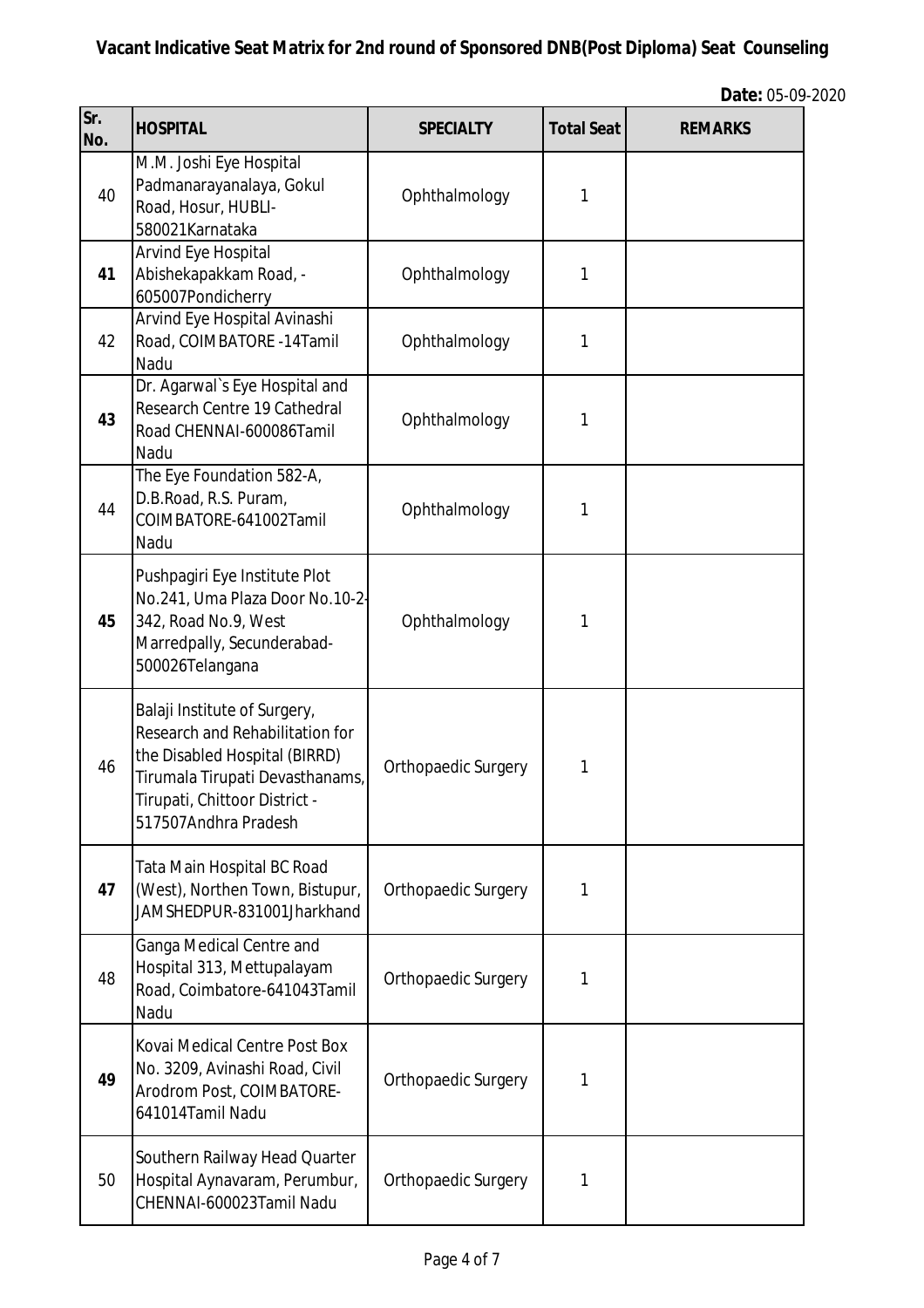**Vacant Indicative Seat Matrix for 2nd round of Sponsored DNB(Post Diploma) Seat Counseling**

**Date:** 05-09-2020

| Sr. No. | HOSPITAL | SPECIALTY | Total Seat | REMARKS |
|---|---|---|---|---|
| 40 | M.M. Joshi Eye Hospital Padmanarayanalaya, Gokul Road, Hosur, HUBLI-580021Karnataka | Ophthalmology | 1 | |
| 41 | Arvind Eye Hospital Abishekapakkam Road, -605007Pondicherry | Ophthalmology | 1 | |
| 42 | Arvind Eye Hospital Avinashi Road, COIMBATORE -14Tamil Nadu | Ophthalmology | 1 | |
| 43 | Dr. Agarwal`s Eye Hospital and Research Centre 19 Cathedral Road CHENNAI-600086Tamil Nadu | Ophthalmology | 1 | |
| 44 | The Eye Foundation 582-A, D.B.Road, R.S. Puram, COIMBATORE-641002Tamil Nadu | Ophthalmology | 1 | |
| 45 | Pushpagiri Eye Institute Plot No.241, Uma Plaza Door No.10-2-342, Road No.9, West Marredpally, Secunderabad-500026Telangana | Ophthalmology | 1 | |
| 46 | Balaji Institute of Surgery, Research and Rehabilitation for the Disabled Hospital (BIRRD) Tirumala Tirupati Devasthanams, Tirupati, Chittoor District -517507Andhra Pradesh | Orthopaedic Surgery | 1 | |
| 47 | Tata Main Hospital BC Road (West), Northen Town, Bistupur, JAMSHEDPUR-831001Jharkhand | Orthopaedic Surgery | 1 | |
| 48 | Ganga Medical Centre and Hospital 313, Mettupalayam Road, Coimbatore-641043Tamil Nadu | Orthopaedic Surgery | 1 | |
| 49 | Kovai Medical Centre Post Box No. 3209, Avinashi Road, Civil Arodrom Post, COIMBATORE-641014Tamil Nadu | Orthopaedic Surgery | 1 | |
| 50 | Southern Railway Head Quarter Hospital Aynavaram, Perumbur, CHENNAI-600023Tamil Nadu | Orthopaedic Surgery | 1 | |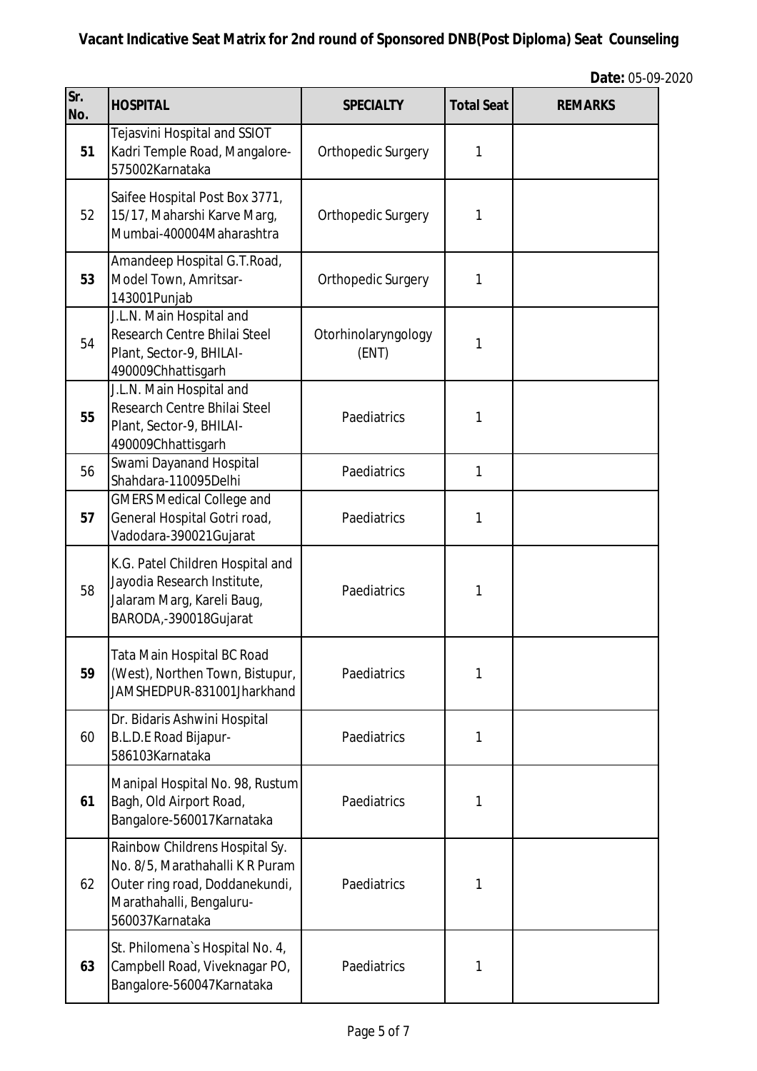**Vacant Indicative Seat Matrix for 2nd round of Sponsored DNB(Post Diploma) Seat Counseling**

**Date:** 05-09-2020

| Sr. No. | HOSPITAL | SPECIALTY | Total Seat | REMARKS |
|---|---|---|---|---|
| **51** | Tejasvini Hospital and SSIOT Kadri Temple Road, Mangalore-575002Karnataka | Orthopedic Surgery | 1 | |
| 52 | Saifee Hospital Post Box 3771, 15/17, Maharshi Karve Marg, Mumbai-400004Maharashtra | Orthopedic Surgery | 1 | |
| **53** | Amandeep Hospital G.T.Road, Model Town, Amritsar-143001Punjab | Orthopedic Surgery | 1 | |
| 54 | J.L.N. Main Hospital and Research Centre Bhilai Steel Plant, Sector-9, BHILAI-490009Chhattisgarh | Otorhinolaryngology (ENT) | 1 | |
| **55** | J.L.N. Main Hospital and Research Centre Bhilai Steel Plant, Sector-9, BHILAI-490009Chhattisgarh | Paediatrics | 1 | |
| 56 | Swami Dayanand Hospital Shahdara-110095Delhi | Paediatrics | 1 | |
| **57** | GMERS Medical College and General Hospital Gotri road, Vadodara-390021Gujarat | Paediatrics | 1 | |
| 58 | K.G. Patel Children Hospital and Jayodia Research Institute, Jalaram Marg, Kareli Baug, BARODA,-390018Gujarat | Paediatrics | 1 | |
| **59** | Tata Main Hospital BC Road (West), Northen Town, Bistupur, JAMSHEDPUR-831001Jharkhand | Paediatrics | 1 | |
| 60 | Dr. Bidaris Ashwini Hospital B.L.D.E Road Bijapur-586103Karnataka | Paediatrics | 1 | |
| **61** | Manipal Hospital No. 98, Rustum Bagh, Old Airport Road, Bangalore-560017Karnataka | Paediatrics | 1 | |
| 62 | Rainbow Childrens Hospital Sy. No. 8/5, Marathahalli K R Puram Outer ring road, Doddanekundi, Marathahalli, Bengaluru-560037Karnataka | Paediatrics | 1 | |
| **63** | St. Philomena`s Hospital No. 4, Campbell Road, Viveknagar PO, Bangalore-560047Karnataka | Paediatrics | 1 | |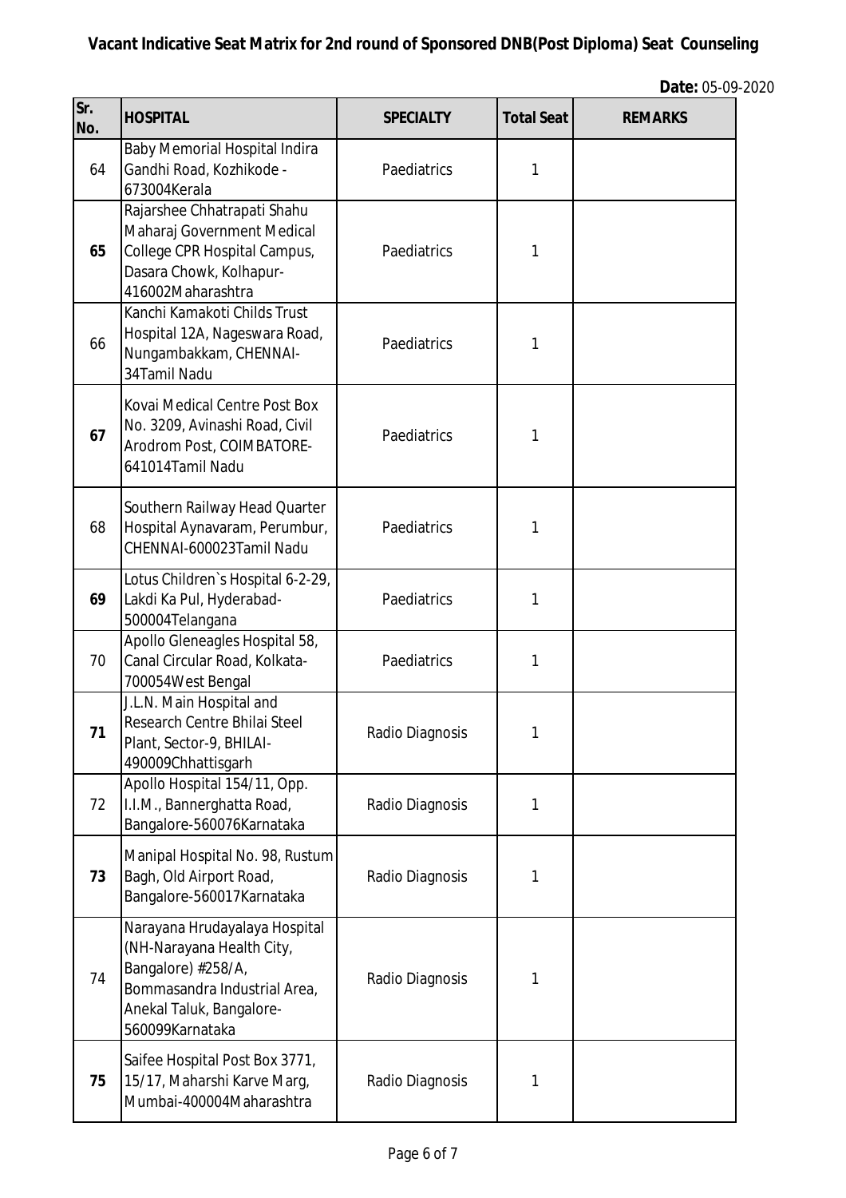**Vacant Indicative Seat Matrix for 2nd round of Sponsored DNB(Post Diploma) Seat Counseling**

**Date:** 05-09-2020

| Sr. No. | HOSPITAL | SPECIALTY | Total Seat | REMARKS |
|---|---|---|---|---|
| 64 | Baby Memorial Hospital Indira Gandhi Road, Kozhikode - 673004Kerala | Paediatrics | 1 | |
| 65 | Rajarshee Chhatrapati Shahu Maharaj Government Medical College CPR Hospital Campus, Dasara Chowk, Kolhapur-416002Maharashtra | Paediatrics | 1 | |
| 66 | Kanchi Kamakoti Childs Trust Hospital 12A, Nageswara Road, Nungambakkam, CHENNAI-34Tamil Nadu | Paediatrics | 1 | |
| 67 | Kovai Medical Centre Post Box No. 3209, Avinashi Road, Civil Arodrom Post, COIMBATORE-641014Tamil Nadu | Paediatrics | 1 | |
| 68 | Southern Railway Head Quarter Hospital Aynavaram, Perumbur, CHENNAI-600023Tamil Nadu | Paediatrics | 1 | |
| 69 | Lotus Children`s Hospital 6-2-29, Lakdi Ka Pul, Hyderabad-500004Telangana | Paediatrics | 1 | |
| 70 | Apollo Gleneagles Hospital 58, Canal Circular Road, Kolkata-700054West Bengal | Paediatrics | 1 | |
| 71 | J.L.N. Main Hospital and Research Centre Bhilai Steel Plant, Sector-9, BHILAI-490009Chhattisgarh | Radio Diagnosis | 1 | |
| 72 | Apollo Hospital 154/11, Opp. I.I.M., Bannerghatta Road, Bangalore-560076Karnataka | Radio Diagnosis | 1 | |
| 73 | Manipal Hospital No. 98, Rustum Bagh, Old Airport Road, Bangalore-560017Karnataka | Radio Diagnosis | 1 | |
| 74 | Narayana Hrudayalaya Hospital (NH-Narayana Health City, Bangalore) #258/A, Bommasandra Industrial Area, Anekal Taluk, Bangalore-560099Karnataka | Radio Diagnosis | 1 | |
| 75 | Saifee Hospital Post Box 3771, 15/17, Maharshi Karve Marg, Mumbai-400004Maharashtra | Radio Diagnosis | 1 | |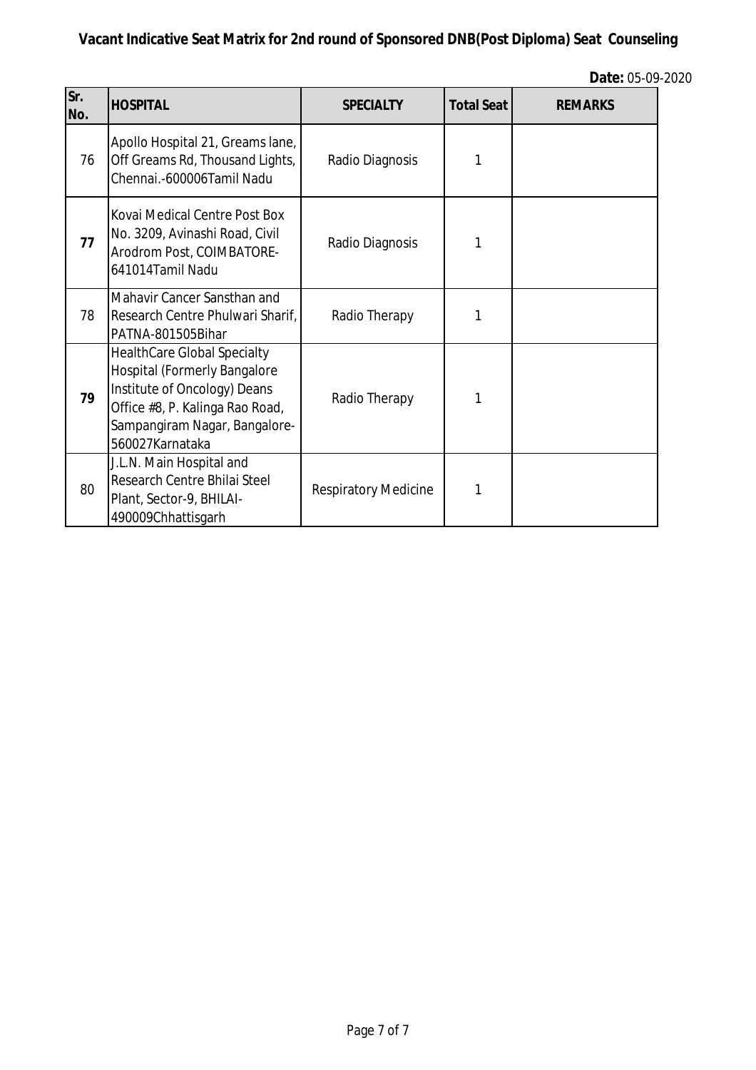**Vacant Indicative Seat Matrix for 2nd round of Sponsored DNB(Post Diploma) Seat Counseling**

**Date:** 05-09-2020

| Sr. No. | HOSPITAL | SPECIALTY | Total Seat | REMARKS |
|---|---|---|---|---|
| 76 | Apollo Hospital 21, Greams lane, Off Greams Rd, Thousand Lights, Chennai.-600006Tamil Nadu | Radio Diagnosis | 1 | |
| **77** | Kovai Medical Centre Post Box No. 3209, Avinashi Road, Civil Arodrom Post, COIMBATORE-641014Tamil Nadu | Radio Diagnosis | 1 | |
| 78 | Mahavir Cancer Sansthan and Research Centre Phulwari Sharif, PATNA-801505Bihar | Radio Therapy | 1 | |
| **79** | HealthCare Global Specialty Hospital (Formerly Bangalore Institute of Oncology) Deans Office #8, P. Kalinga Rao Road, Sampangiram Nagar, Bangalore-560027Karnataka | Radio Therapy | 1 | |
| 80 | J.L.N. Main Hospital and Research Centre Bhilai Steel Plant, Sector-9, BHILAI-490009Chhattisgarh | Respiratory Medicine | 1 | |